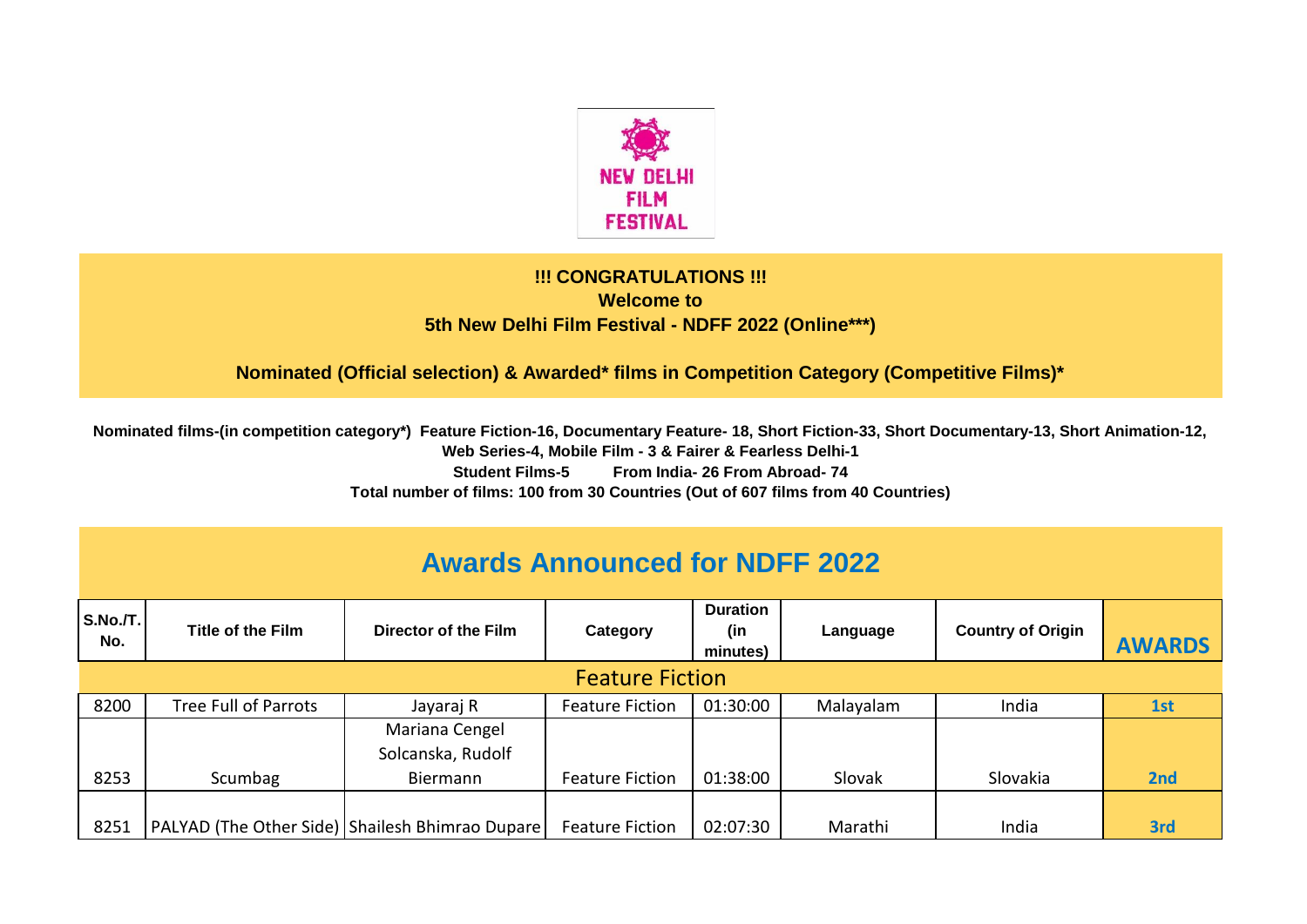NEW DELHI FILM FESTIVAL

**!!! CONGRATULATIONS !!!**

**Welcome to**

**5th New Delhi Film Festival - NDFF 2022 (Online***)**

**Nominated (Official selection) & Awarded* films in Competition Category (Competitive Films)***

**Nominated films-(in competition category*) Feature Fiction-16, Documentary Feature- 18, Short Fiction-33, Short Documentary-13, Short Animation-12, Web Series-4, Mobile Film - 3 & Fairer & Fearless Delhi-1**

**Student Films-5 From India- 26 From Abroad- 74**

**Total number of films: 100 from 30 Countries (Out of 607 films from 40 Countries)**

# Awards Announced for NDFF 2022

| S.No./T. No. | Title of the Film | Director of the Film | Category | Duration (in minutes) | Language | Country of Origin | AWARDS |
|---|---|---|---|---|---|---|---|
| **Feature Fiction** | | | | | | | |
| 8200 | Tree Full of Parrots | Jayaraj R | Feature Fiction | 01:30:00 | Malayalam | India | **1st** |
| 8253 | Scumbag | Mariana Cengel Solcanska, Rudolf Biermann | Feature Fiction | 01:38:00 | Slovak | Slovakia | **2nd** |
| 8251 | PALYAD (The Other Side) | Shailesh Bhimrao Dupare | Feature Fiction | 02:07:30 | Marathi | India | **3rd** |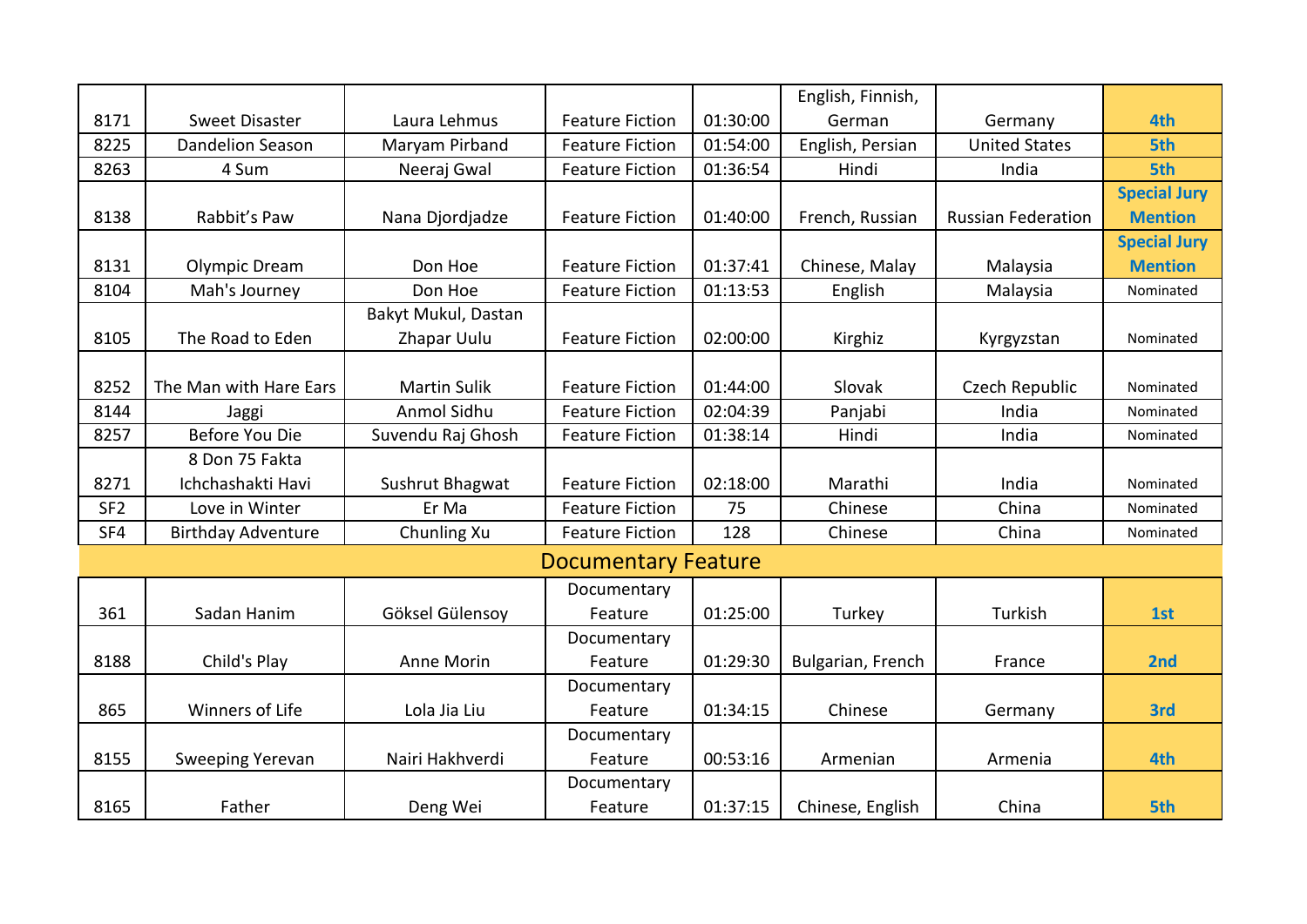| | | | | | | | |
|---|---|---|---|---|---|---|---|
| 8171 | Sweet Disaster | Laura Lehmus | Feature Fiction | 01:30:00 | English, Finnish, German | Germany | **4th** |
| 8225 | Dandelion Season | Maryam Pirband | Feature Fiction | 01:54:00 | English, Persian | United States | **5th** |
| 8263 | 4 Sum | Neeraj Gwal | Feature Fiction | 01:36:54 | Hindi | India | **5th** |
| 8138 | Rabbit's Paw | Nana Djordjadze | Feature Fiction | 01:40:00 | French, Russian | Russian Federation | **Special Jury Mention** |
| 8131 | Olympic Dream | Don Hoe | Feature Fiction | 01:37:41 | Chinese, Malay | Malaysia | **Special Jury Mention** |
| 8104 | Mah's Journey | Don Hoe | Feature Fiction | 01:13:53 | English | Malaysia | Nominated |
| 8105 | The Road to Eden | Bakyt Mukul, Dastan Zhapar Uulu | Feature Fiction | 02:00:00 | Kirghiz | Kyrgyzstan | Nominated |
| 8252 | The Man with Hare Ears | Martin Sulik | Feature Fiction | 01:44:00 | Slovak | Czech Republic | Nominated |
| 8144 | Jaggi | Anmol Sidhu | Feature Fiction | 02:04:39 | Panjabi | India | Nominated |
| 8257 | Before You Die | Suvendu Raj Ghosh | Feature Fiction | 01:38:14 | Hindi | India | Nominated |
| 8271 | 8 Don 75 Fakta Ichchashakti Havi | Sushrut Bhagwat | Feature Fiction | 02:18:00 | Marathi | India | Nominated |
| SF2 | Love in Winter | Er Ma | Feature Fiction | 75 | Chinese | China | Nominated |
| SF4 | Birthday Adventure | Chunling Xu | Feature Fiction | 128 | Chinese | China | Nominated |
| | | | **Documentary Feature** | | | | |
| 361 | Sadan Hanim | Göksel Gülensoy | Documentary Feature | 01:25:00 | Turkey | Turkish | **1st** |
| 8188 | Child's Play | Anne Morin | Documentary Feature | 01:29:30 | Bulgarian, French | France | **2nd** |
| 865 | Winners of Life | Lola Jia Liu | Documentary Feature | 01:34:15 | Chinese | Germany | **3rd** |
| 8155 | Sweeping Yerevan | Nairi Hakhverdi | Documentary Feature | 00:53:16 | Armenian | Armenia | **4th** |
| 8165 | Father | Deng Wei | Documentary Feature | 01:37:15 | Chinese, English | China | **5th** |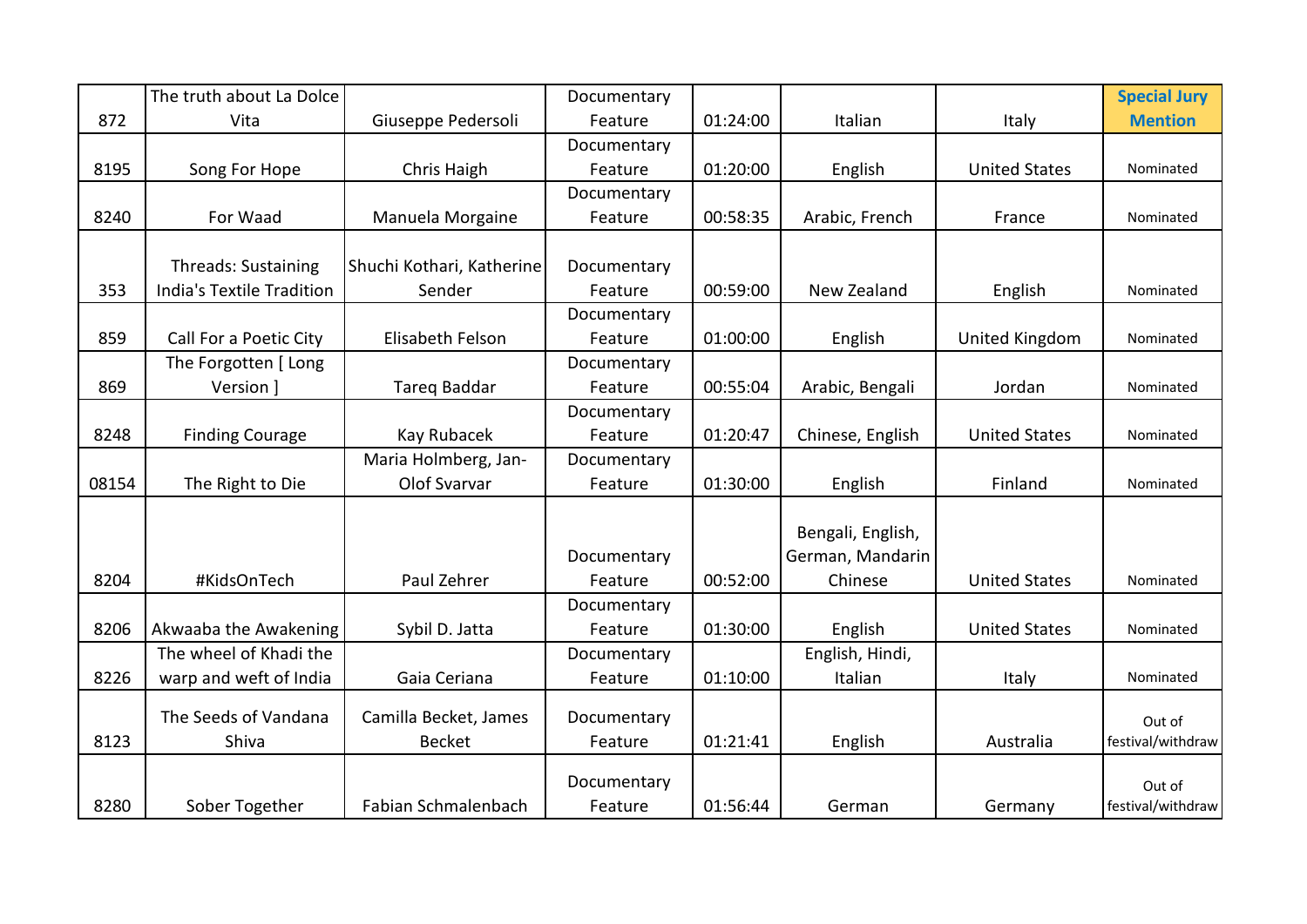| 872 | The truth about La Dolce Vita | Giuseppe Pedersoli | Documentary Feature | 01:24:00 | Italian | Italy | **Special Jury Mention** |
|---|---|---|---|---|---|---|---|
| 8195 | Song For Hope | Chris Haigh | Documentary Feature | 01:20:00 | English | United States | Nominated |
| 8240 | For Waad | Manuela Morgaine | Documentary Feature | 00:58:35 | Arabic, French | France | Nominated |
| 353 | Threads: Sustaining India's Textile Tradition | Shuchi Kothari, Katherine Sender | Documentary Feature | 00:59:00 | New Zealand | English | Nominated |
| 859 | Call For a Poetic City | Elisabeth Felson | Documentary Feature | 01:00:00 | English | United Kingdom | Nominated |
| 869 | The Forgotten [ Long Version ] | Tareq Baddar | Documentary Feature | 00:55:04 | Arabic, Bengali | Jordan | Nominated |
| 8248 | Finding Courage | Kay Rubacek | Documentary Feature | 01:20:47 | Chinese, English | United States | Nominated |
| 08154 | The Right to Die | Maria Holmberg, Jan-Olof Svarvar | Documentary Feature | 01:30:00 | English | Finland | Nominated |
| 8204 | #KidsOnTech | Paul Zehrer | Documentary Feature | 00:52:00 | Bengali, English, German, Mandarin Chinese | United States | Nominated |
| 8206 | Akwaaba the Awakening | Sybil D. Jatta | Documentary Feature | 01:30:00 | English | United States | Nominated |
| 8226 | The wheel of Khadi the warp and weft of India | Gaia Ceriana | Documentary Feature | 01:10:00 | English, Hindi, Italian | Italy | Nominated |
| 8123 | The Seeds of Vandana Shiva | Camilla Becket, James Becket | Documentary Feature | 01:21:41 | English | Australia | Out of festival/withdraw |
| 8280 | Sober Together | Fabian Schmalenbach | Documentary Feature | 01:56:44 | German | Germany | Out of festival/withdraw |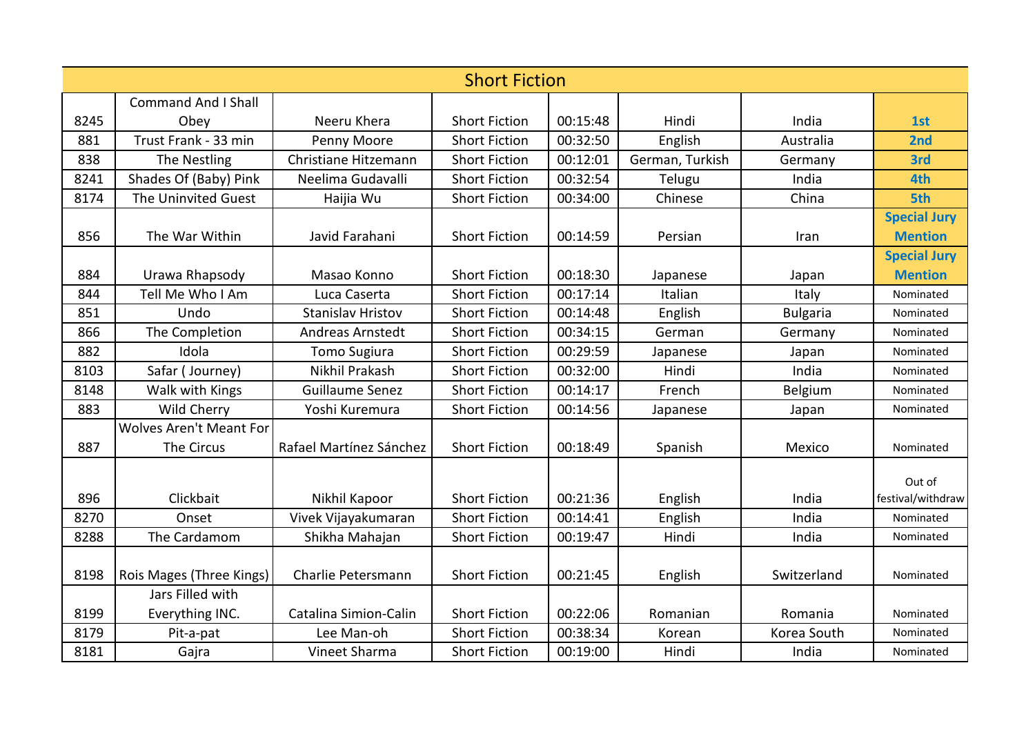| Short Fiction | | | | | | | |
|---|---|---|---|---|---|---|---|
| 8245 | Command And I Shall Obey | Neeru Khera | Short Fiction | 00:15:48 | Hindi | India | **1st** |
| 881 | Trust Frank - 33 min | Penny Moore | Short Fiction | 00:32:50 | English | Australia | **2nd** |
| 838 | The Nestling | Christiane Hitzemann | Short Fiction | 00:12:01 | German, Turkish | Germany | **3rd** |
| 8241 | Shades Of (Baby) Pink | Neelima Gudavalli | Short Fiction | 00:32:54 | Telugu | India | **4th** |
| 8174 | The Uninvited Guest | Haijia Wu | Short Fiction | 00:34:00 | Chinese | China | **5th** |
| 856 | The War Within | Javid Farahani | Short Fiction | 00:14:59 | Persian | Iran | **Special Jury Mention** |
| 884 | Urawa Rhapsody | Masao Konno | Short Fiction | 00:18:30 | Japanese | Japan | **Special Jury Mention** |
| 844 | Tell Me Who I Am | Luca Caserta | Short Fiction | 00:17:14 | Italian | Italy | Nominated |
| 851 | Undo | Stanislav Hristov | Short Fiction | 00:14:48 | English | Bulgaria | Nominated |
| 866 | The Completion | Andreas Arnstedt | Short Fiction | 00:34:15 | German | Germany | Nominated |
| 882 | Idola | Tomo Sugiura | Short Fiction | 00:29:59 | Japanese | Japan | Nominated |
| 8103 | Safar ( Journey) | Nikhil Prakash | Short Fiction | 00:32:00 | Hindi | India | Nominated |
| 8148 | Walk with Kings | Guillaume Senez | Short Fiction | 00:14:17 | French | Belgium | Nominated |
| 883 | Wild Cherry | Yoshi Kuremura | Short Fiction | 00:14:56 | Japanese | Japan | Nominated |
| 887 | Wolves Aren't Meant For The Circus | Rafael Martínez Sánchez | Short Fiction | 00:18:49 | Spanish | Mexico | Nominated |
| 896 | Clickbait | Nikhil Kapoor | Short Fiction | 00:21:36 | English | India | Out of festival/withdraw |
| 8270 | Onset | Vivek Vijayakumaran | Short Fiction | 00:14:41 | English | India | Nominated |
| 8288 | The Cardamom | Shikha Mahajan | Short Fiction | 00:19:47 | Hindi | India | Nominated |
| 8198 | Rois Mages (Three Kings) | Charlie Petersmann | Short Fiction | 00:21:45 | English | Switzerland | Nominated |
| 8199 | Jars Filled with Everything INC. | Catalina Simion-Calin | Short Fiction | 00:22:06 | Romanian | Romania | Nominated |
| 8179 | Pit-a-pat | Lee Man-oh | Short Fiction | 00:38:34 | Korean | Korea South | Nominated |
| 8181 | Gajra | Vineet Sharma | Short Fiction | 00:19:00 | Hindi | India | Nominated |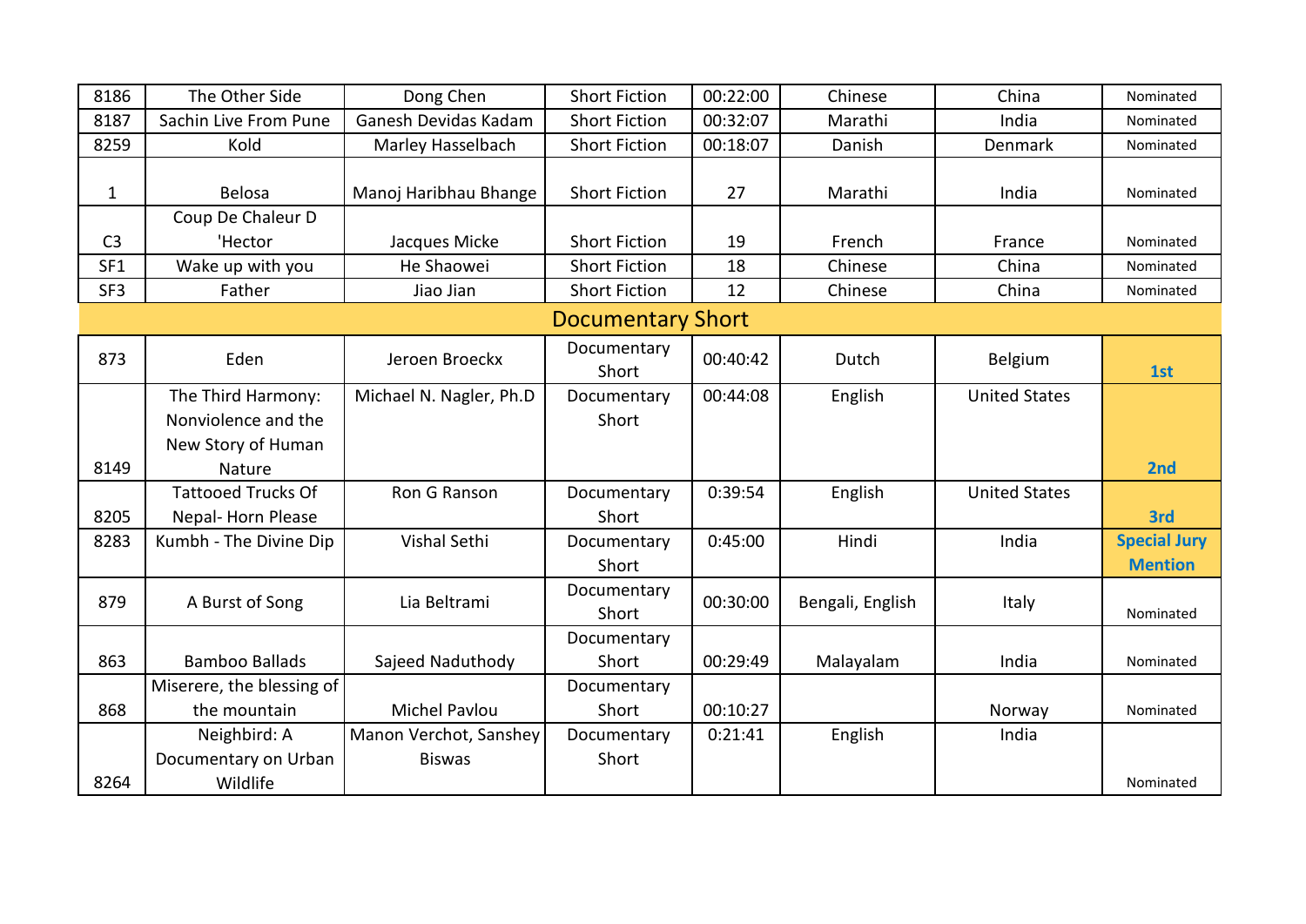| 8186 | The Other Side | Dong Chen | Short Fiction | 00:22:00 | Chinese | China | Nominated |
|---|---|---|---|---|---|---|---|
| 8187 | Sachin Live From Pune | Ganesh Devidas Kadam | Short Fiction | 00:32:07 | Marathi | India | Nominated |
| 8259 | Kold | Marley Hasselbach | Short Fiction | 00:18:07 | Danish | Denmark | Nominated |
| 1 | Belosa | Manoj Haribhau Bhange | Short Fiction | 27 | Marathi | India | Nominated |
| C3 | Coup De Chaleur D 'Hector | Jacques Micke | Short Fiction | 19 | French | France | Nominated |
| SF1 | Wake up with you | He Shaowei | Short Fiction | 18 | Chinese | China | Nominated |
| SF3 | Father | Jiao Jian | Short Fiction | 12 | Chinese | China | Nominated |
| | | | **Documentary Short** | | | | |
| 873 | Eden | Jeroen Broeckx | Documentary Short | 00:40:42 | Dutch | Belgium | **1st** |
| 8149 | The Third Harmony: Nonviolence and the New Story of Human Nature | Michael N. Nagler, Ph.D | Documentary Short | 00:44:08 | English | United States | **2nd** |
| 8205 | Tattooed Trucks Of Nepal- Horn Please | Ron G Ranson | Documentary Short | 0:39:54 | English | United States | **3rd** |
| 8283 | Kumbh - The Divine Dip | Vishal Sethi | Documentary Short | 0:45:00 | Hindi | India | **Special Jury Mention** |
| 879 | A Burst of Song | Lia Beltrami | Documentary Short | 00:30:00 | Bengali, English | Italy | Nominated |
| 863 | Bamboo Ballads | Sajeed Naduthody | Documentary Short | 00:29:49 | Malayalam | India | Nominated |
| 868 | Miserere, the blessing of the mountain | Michel Pavlou | Documentary Short | 00:10:27 | | Norway | Nominated |
| 8264 | Neighbird: A Documentary on Urban Wildlife | Manon Verchot, Sanshey Biswas | Documentary Short | 0:21:41 | English | India | Nominated |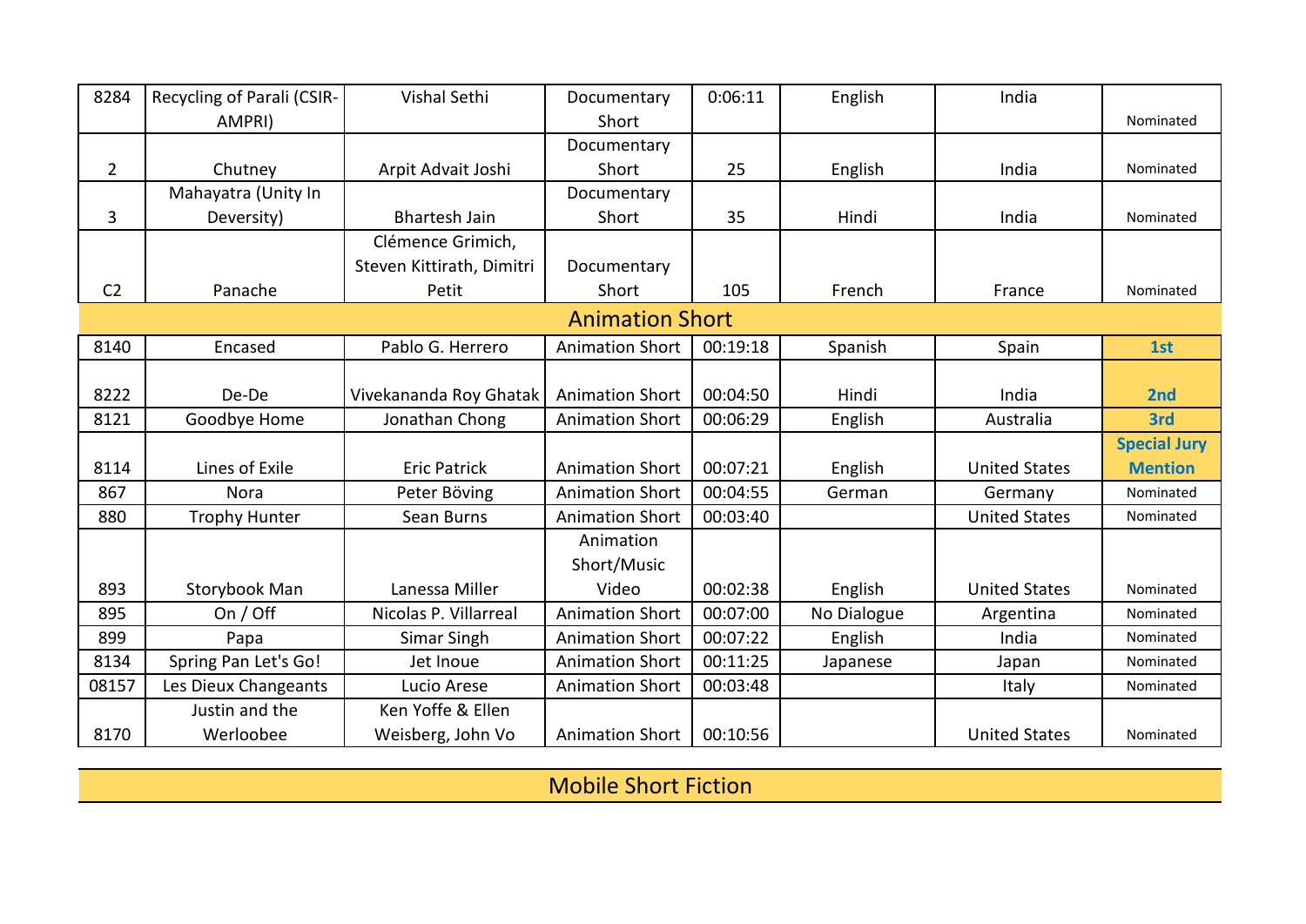| | | | | | | | |
|---|---|---|---|---|---|---|---|
| 8284 | Recycling of Parali (CSIR-AMPRI) | Vishal Sethi | Documentary Short | 0:06:11 | English | India | Nominated |
| 2 | Chutney | Arpit Advait Joshi | Documentary Short | 25 | English | India | Nominated |
| 3 | Mahayatra (Unity In Deversity) | Bhartesh Jain | Documentary Short | 35 | Hindi | India | Nominated |
| C2 | Panache | Clémence Grimich, Steven Kittirath, Dimitri Petit | Documentary Short | 105 | French | France | Nominated |
| | | | **Animation Short** | | | | |
| 8140 | Encased | Pablo G. Herrero | Animation Short | 00:19:18 | Spanish | Spain | **1st** |
| 8222 | De-De | Vivekananda Roy Ghatak | Animation Short | 00:04:50 | Hindi | India | **2nd** |
| 8121 | Goodbye Home | Jonathan Chong | Animation Short | 00:06:29 | English | Australia | **3rd** |
| 8114 | Lines of Exile | Eric Patrick | Animation Short | 00:07:21 | English | United States | **Special Jury Mention** |
| 867 | Nora | Peter Böving | Animation Short | 00:04:55 | German | Germany | Nominated |
| 880 | Trophy Hunter | Sean Burns | Animation Short | 00:03:40 | | United States | Nominated |
| 893 | Storybook Man | Lanessa Miller | Animation Short/Music Video | 00:02:38 | English | United States | Nominated |
| 895 | On / Off | Nicolas P. Villarreal | Animation Short | 00:07:00 | No Dialogue | Argentina | Nominated |
| 899 | Papa | Simar Singh | Animation Short | 00:07:22 | English | India | Nominated |
| 8134 | Spring Pan Let's Go! | Jet Inoue | Animation Short | 00:11:25 | Japanese | Japan | Nominated |
| 08157 | Les Dieux Changeants | Lucio Arese | Animation Short | 00:03:48 | | Italy | Nominated |
| 8170 | Justin and the Werloobee | Ken Yoffe & Ellen Weisberg, John Vo | Animation Short | 00:10:56 | | United States | Nominated |

## Mobile Short Fiction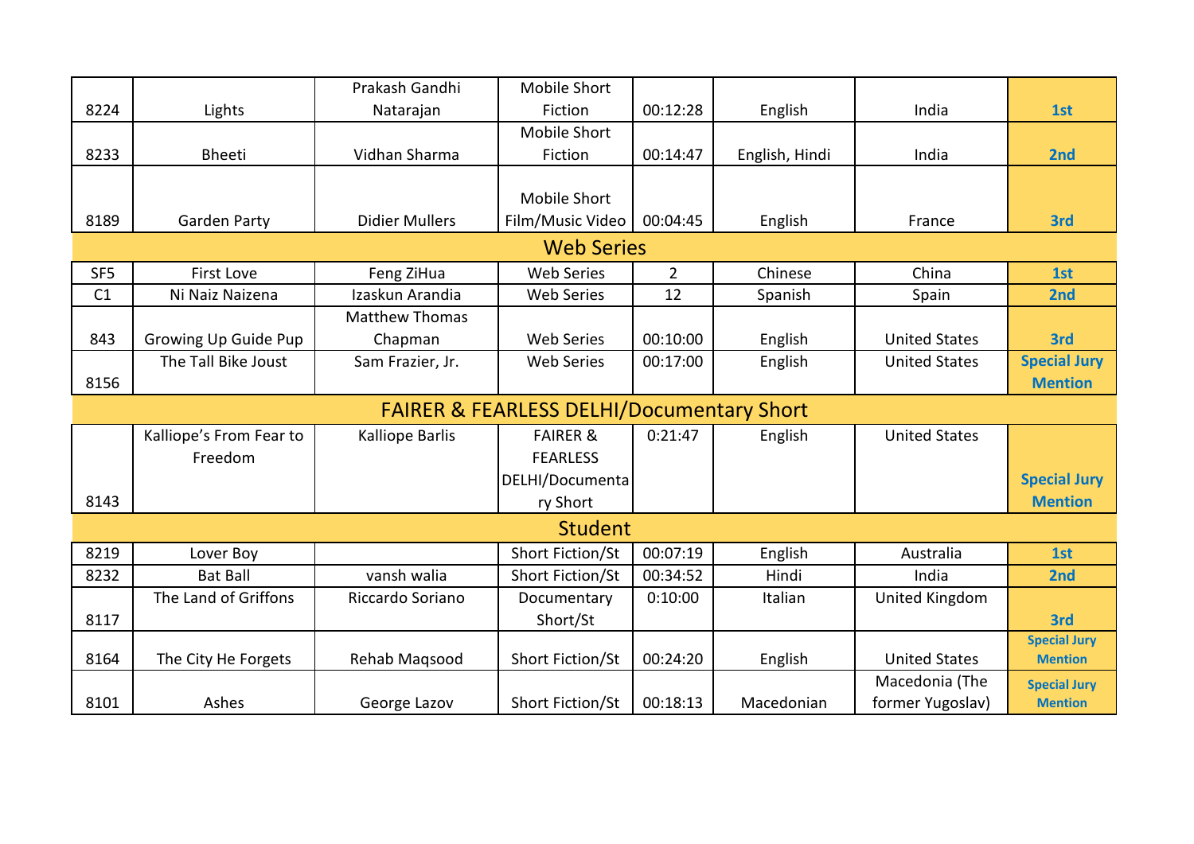| | | | | | | | |
|---|---|---|---|---|---|---|---|
| 8224 | Lights | Prakash Gandhi Natarajan | Mobile Short Fiction | 00:12:28 | English | India | **1st** |
| 8233 | Bheeti | Vidhan Sharma | Mobile Short Fiction | 00:14:47 | English, Hindi | India | **2nd** |
| 8189 | Garden Party | Didier Mullers | Mobile Short Film/Music Video | 00:04:45 | English | France | **3rd** |
| **Web Series** | | | | | | | |
| SF5 | First Love | Feng ZiHua | Web Series | 2 | Chinese | China | **1st** |
| C1 | Ni Naiz Naizena | Izaskun Arandia | Web Series | 12 | Spanish | Spain | **2nd** |
| 843 | Growing Up Guide Pup | Matthew Thomas Chapman | Web Series | 00:10:00 | English | United States | **3rd** |
| 8156 | The Tall Bike Joust | Sam Frazier, Jr. | Web Series | 00:17:00 | English | United States | **Special Jury Mention** |
| **FAIRER & FEARLESS DELHI/Documentary Short** | | | | | | | |
| 8143 | Kalliope's From Fear to Freedom | Kalliope Barlis | FAIRER & FEARLESS DELHI/Documentary Short | 0:21:47 | English | United States | **Special Jury Mention** |
| **Student** | | | | | | | |
| 8219 | Lover Boy | | Short Fiction/St | 00:07:19 | English | Australia | **1st** |
| 8232 | Bat Ball | vansh walia | Short Fiction/St | 00:34:52 | Hindi | India | **2nd** |
| 8117 | The Land of Griffons | Riccardo Soriano | Documentary Short/St | 0:10:00 | Italian | United Kingdom | **3rd** |
| 8164 | The City He Forgets | Rehab Maqsood | Short Fiction/St | 00:24:20 | English | United States | **Special Jury Mention** |
| 8101 | Ashes | George Lazov | Short Fiction/St | 00:18:13 | Macedonian | Macedonia (The former Yugoslav) | **Special Jury Mention** |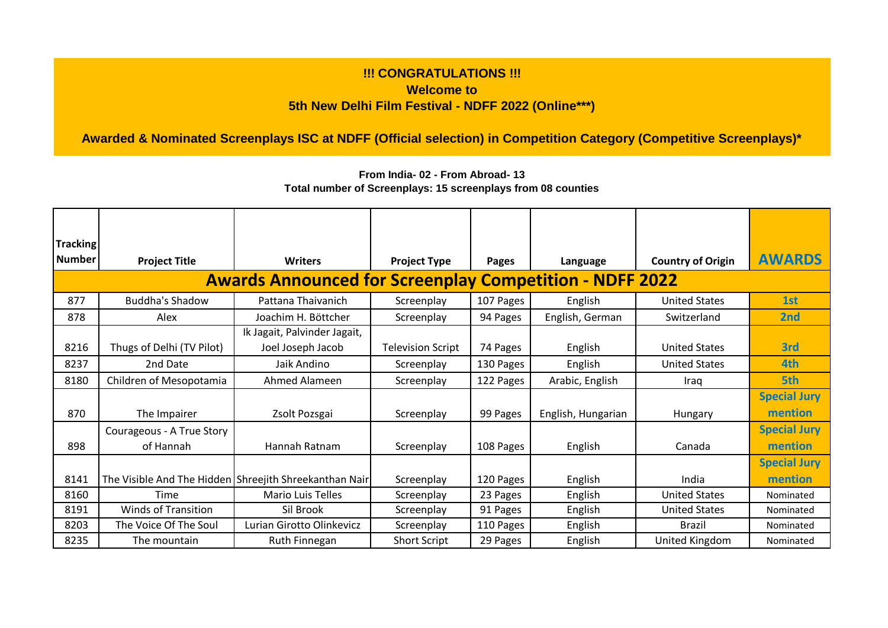**!!! CONGRATULATIONS !!!**

**Welcome to**

**5th New Delhi Film Festival - NDFF 2022 (Online\*\*\*)**

**Awarded & Nominated Screenplays ISC at NDFF (Official selection) in Competition Category (Competitive Screenplays)\***

**From India- 02 - From Abroad- 13**

**Total number of Screenplays: 15 screenplays from 08 counties**

| Tracking Number | Project Title | Writers | Project Type | Pages | Language | Country of Origin | AWARDS |
|---|---|---|---|---|---|---|---|
| **Awards Announced for Screenplay Competition - NDFF 2022** | | | | | | | |
| 877 | Buddha's Shadow | Pattana Thaivanich | Screenplay | 107 Pages | English | United States | **1st** |
| 878 | Alex | Joachim H. Böttcher | Screenplay | 94 Pages | English, German | Switzerland | **2nd** |
| 8216 | Thugs of Delhi (TV Pilot) | Ik Jagait, Palvinder Jagait, Joel Joseph Jacob | Television Script | 74 Pages | English | United States | **3rd** |
| 8237 | 2nd Date | Jaik Andino | Screenplay | 130 Pages | English | United States | **4th** |
| 8180 | Children of Mesopotamia | Ahmed Alameen | Screenplay | 122 Pages | Arabic, English | Iraq | **5th** |
| 870 | The Impairer | Zsolt Pozsgai | Screenplay | 99 Pages | English, Hungarian | Hungary | **Special Jury mention** |
| 898 | Courageous - A True Story of Hannah | Hannah Ratnam | Screenplay | 108 Pages | English | Canada | **Special Jury mention** |
| 8141 | The Visible And The Hidden | Shreejith Shreekanthan Nair | Screenplay | 120 Pages | English | India | **Special Jury mention** |
| 8160 | Time | Mario Luis Telles | Screenplay | 23 Pages | English | United States | Nominated |
| 8191 | Winds of Transition | Sil Brook | Screenplay | 91 Pages | English | United States | Nominated |
| 8203 | The Voice Of The Soul | Lurian Girotto Olinkevicz | Screenplay | 110 Pages | English | Brazil | Nominated |
| 8235 | The mountain | Ruth Finnegan | Short Script | 29 Pages | English | United Kingdom | Nominated |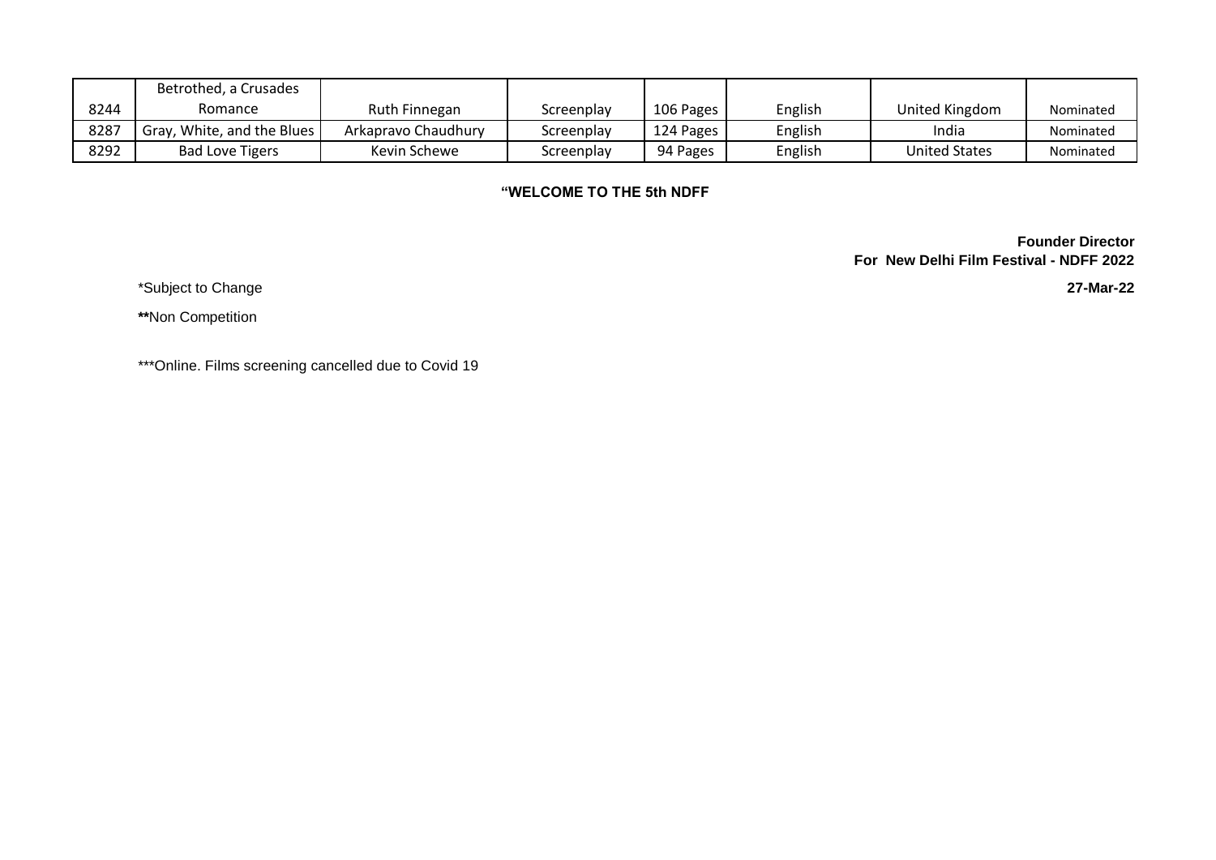| | | | | | | | |
|---|---|---|---|---|---|---|---|
| 8244 | Betrothed, a Crusades Romance | Ruth Finnegan | Screenplay | 106 Pages | English | United Kingdom | Nominated |
| 8287 | Gray, White, and the Blues | Arkapravo Chaudhury | Screenplay | 124 Pages | English | India | Nominated |
| 8292 | Bad Love Tigers | Kevin Schewe | Screenplay | 94 Pages | English | United States | Nominated |

**"WELCOME TO THE 5th NDFF**

**Founder Director**
**For New Delhi Film Festival - NDFF 2022**

**27-Mar-22**

*Subject to Change

**Non Competition

***Online. Films screening cancelled due to Covid 19